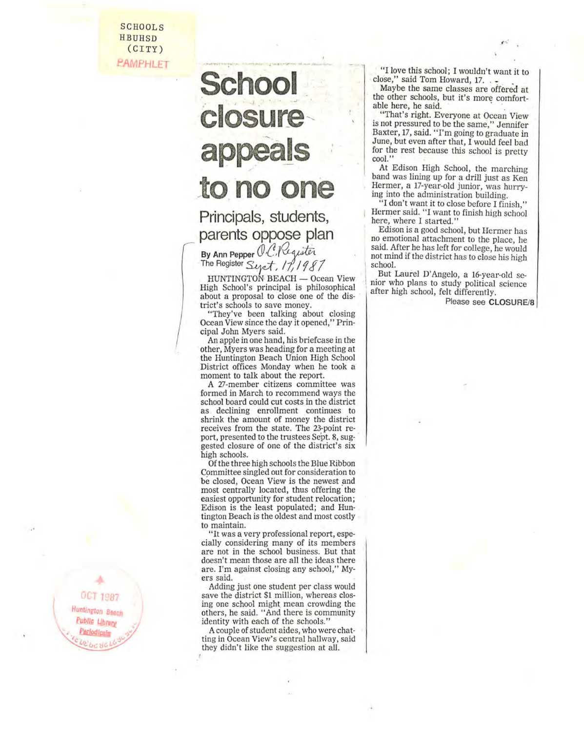SCHOOLS
HBUHSD
(CITY)
PAMPHLET

# School closure appeals to no one

## Principals, students, parents oppose plan

**By Ann Pepper** *O.C. Register*
The Register *Sept. 17, 1987*

HUNTINGTON BEACH — Ocean View High School's principal is philosophical about a proposal to close one of the district's schools to save money.

"They've been talking about closing Ocean View since the day it opened," Principal John Myers said.

An apple in one hand, his briefcase in the other, Myers was heading for a meeting at the Huntington Beach Union High School District offices Monday when he took a moment to talk about the report.

A 27-member citizens committee was formed in March to recommend ways the school board could cut costs in the district as declining enrollment continues to shrink the amount of money the district receives from the state. The 23-point report, presented to the trustees Sept. 8, suggested closure of one of the district's six high schools.

Of the three high schools the Blue Ribbon Committee singled out for consideration to be closed, Ocean View is the newest and most centrally located, thus offering the easiest opportunity for student relocation; Edison is the least populated; and Huntington Beach is the oldest and most costly to maintain.

"It was a very professional report, especially considering many of its members are not in the school business. But that doesn't mean those are all the ideas there are. I'm against closing any school," Myers said.

Adding just one student per class would save the district $1 million, whereas closing one school might mean crowding the others, he said. "And there is community identity with each of the schools."

A couple of student aides, who were chatting in Ocean View's central hallway, said they didn't like the suggestion at all.

"I love this school; I wouldn't want it to close," said Tom Howard, 17.

Maybe the same classes are offered at the other schools, but it's more comfortable here, he said.

"That's right. Everyone at Ocean View is not pressured to be the same," Jennifer Baxter, 17, said. "I'm going to graduate in June, but even after that, I would feel bad for the rest because this school is pretty cool."

At Edison High School, the marching band was lining up for a drill just as Ken Hermer, a 17-year-old junior, was hurrying into the administration building.

"I don't want it to close before I finish," Hermer said. "I want to finish high school here, where I started."

Edison is a good school, but Hermer has no emotional attachment to the place, he said. After he has left for college, he would not mind if the district has to close his high school.

But Laurel D'Angelo, a 16-year-old senior who plans to study political science after high school, felt differently.

Please see **CLOSURE/8**

OCT 1987
Huntington Beach Public Library Periodicals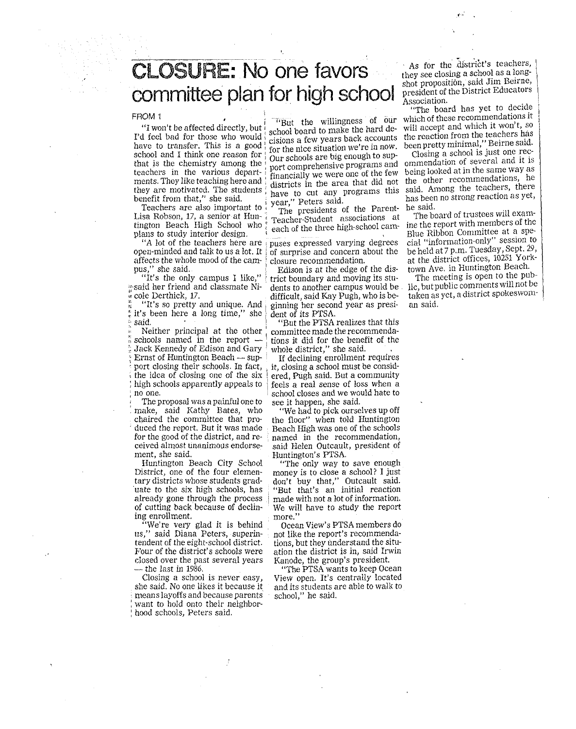# CLOSURE: No one favors committee plan for high school

FROM 1

"I won't be affected directly, but I'd feel bad for those who would have to transfer. This is a good school and I think one reason for that is the chemistry among the teachers in the various departments. They like teaching here and they are motivated. The students benefit from that," she said.

Teachers are also important to Lisa Robson, 17, a senior at Huntington Beach High School who plans to study interior design.

"A lot of the teachers here are open-minded and talk to us a lot. It affects the whole mood of the campus," she said.

"It's the only campus I like," said her friend and classmate Nicole Derthick, 17.

"It's so pretty and unique. And it's been here a long time," she said.

Neither principal at the other schools named in the report — Jack Kennedy of Edison and Gary Ernst of Huntington Beach — support closing their schools. In fact, the idea of closing one of the six high schools apparently appeals to no one.

The proposal was a painful one to make, said Kathy Bates, who chaired the committee that produced the report. But it was made for the good of the district, and received almost unanimous endorsement, she said.

Huntington Beach City School District, one of the four elementary districts whose students graduate to the six high schools, has already gone through the process of cutting back because of declining enrollment.

"We're very glad it is behind us," said Diana Peters, superintendent of the eight-school district. Four of the district's schools were closed over the past several years — the last in 1986.

Closing a school is never easy, she said. No one likes it because it means layoffs and because parents want to hold onto their neighborhood schools, Peters said.

"But the willingness of our school board to make the hard decisions a few years back accounts for the nice situation we're in now. Our schools are big enough to support comprehensive programs and financially we were one of the few districts in the area that did not have to cut any programs this year," Peters said.

The presidents of the Parent-Teacher-Student associations at each of the three high-school campuses expressed varying degrees of surprise and concern about the closure recommendation.

Edison is at the edge of the district boundary and moving its students to another campus would be difficult, said Kay Pugh, who is beginning her second year as president of its PTSA.

"But the PTSA realizes that this committee made the recommendations it did for the benefit of the whole district," she said.

If declining enrollment requires it, closing a school must be considered, Pugh said. But a community feels a real sense of loss when a school closes and we would hate to see it happen, she said.

"We had to pick ourselves up off the floor" when told Huntington Beach High was one of the schools named in the recommendation, said Helen Outcault, president of Huntington's PTSA.

"The only way to save enough money is to close a school? I just don't buy that," Outcault said. "But that's an initial reaction made with not a lot of information. We will have to study the report more."

Ocean View's PTSA members do not like the report's recommendations, but they understand the situation the district is in, said Irwin Kanode, the group's president.

"The PTSA wants to keep Ocean View open. It's centrally located and its students are able to walk to school," he said.

As for the district's teachers, they see closing a school as a long-shot proposition, said Jim Beirne, president of the District Educators Association.

"The board has yet to decide which of these recommendations it will accept and which it won't, so the reaction from the teachers has been pretty minimal," Beirne said.

Closing a school is just one recommendation of several and it is being looked at in the same way as the other recommendations, he said. Among the teachers, there has been no strong reaction as yet, he said.

The board of trustees will examine the report with members of the Blue Ribbon Committee at a special "information-only" session to be held at 7 p.m. Tuesday, Sept. 29, at the district offices, 10251 Yorktown Ave. in Huntington Beach.

The meeting is open to the public, but public comments will not be taken as yet, a district spokeswoman said.